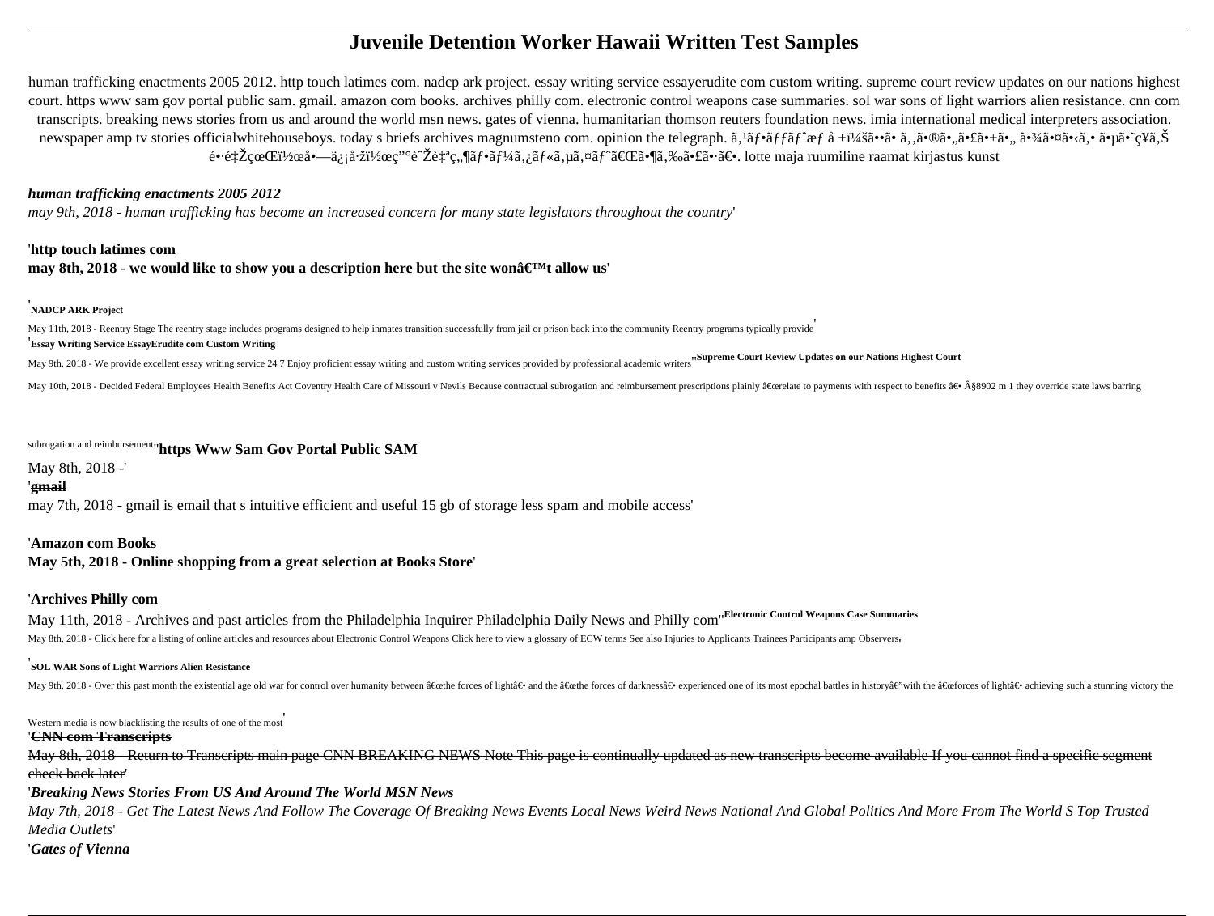# Juvenile Detention Worker Hawaii Written Test Samples

human trafficking enactments 2005 2012. http touch latimes com. nadcp ark project. essay writing service essayerudite com custom writing. supreme court review updates on our nations highest court. https www sam gov portal public sam. gmail. amazon com books. archives philly com. electronic control weapons case summaries. sol war sons of light warriors alien resistance. cnn com transcripts. breaking news stories from us and around the world msn news. gates of vienna. humanitarian thomson reuters foundation news. imia international medical interpreters association. newspaper amp tv stories officialwhitehouseboys. today s briefs archives magnumsteno com. opinion the telegraph. ã‚¹ãƒ•ãƒƒãƒˆæƒ å ±ï¼šã••ã‚‚ã•®ã•„ã•£ã•±ã•„ ã•¾ã•¤ã•‹ã‚• ã•µã•ˆç¥ã‚Š é•·é‡ŽçœŒï½œå•—ä¿¡å·žï½œç”°è˜Žè‡ªç„¶ãƒ•ãƒ¼ã‚¿ãƒ«ã‚µã‚¤ãƒˆã€Œã•¶ã‚‰ã•£ã•·ã€•. lotte maja ruumiline raamat kirjastus kunst

*human trafficking enactments 2005 2012*

*may 9th, 2018 - human trafficking has become an increased concern for many state legislators throughout the country*'

'**http touch latimes com**

**may 8th, 2018 - we would like to show you a description here but the site wonâ€™t allow us**'

'**NADCP ARK Project**

May 11th, 2018 - Reentry Stage The reentry stage includes programs designed to help inmates transition successfully from jail or prison back into the community Reentry programs typically provide'

'**Essay Writing Service EssayErudite com Custom Writing**

May 9th, 2018 - We provide excellent essay writing service 24 7 Enjoy proficient essay writing and custom writing services provided by professional academic writers''**Supreme Court Review Updates on our Nations Highest Court**

May 10th, 2018 - Decided Federal Employees Health Benefits Act Coventry Health Care of Missouri v Nevils Because contractual subrogation and reimbursement prescriptions plainly â€œrelate to payments with respect to benefits â€• Â§8902 m 1 they override state laws barring subrogation and reimbursement''**https Www Sam Gov Portal Public SAM**

May 8th, 2018 -'

'**gmail**

may 7th, 2018 - gmail is email that s intuitive efficient and useful 15 gb of storage less spam and mobile access'

'**Amazon com Books**

**May 5th, 2018 - Online shopping from a great selection at Books Store**'

'**Archives Philly com**

May 11th, 2018 - Archives and past articles from the Philadelphia Inquirer Philadelphia Daily News and Philly com''**Electronic Control Weapons Case Summaries**

May 8th, 2018 - Click here for a listing of online articles and resources about Electronic Control Weapons Click here to view a glossary of ECW terms See also Injuries to Applicants Trainees Participants amp Observers'

'**SOL WAR Sons of Light Warriors Alien Resistance**

May 9th, 2018 - Over this past month the existential age old war for control over humanity between â€œthe forces of lightâ€• and the â€œthe forces of darknessâ€• experienced one of its most epochal battles in historyâ€"with the â€œforces of lightâ€• achieving such a stunning victory the Western media is now blacklisting the results of one of the most'

'**CNN com Transcripts**

May 8th, 2018 - Return to Transcripts main page CNN BREAKING NEWS Note This page is continually updated as new transcripts become available If you cannot find a specific segment check back later'

'*Breaking News Stories From US And Around The World MSN News*

*May 7th, 2018 - Get The Latest News And Follow The Coverage Of Breaking News Events Local News Weird News National And Global Politics And More From The World S Top Trusted Media Outlets*'

'*Gates of Vienna*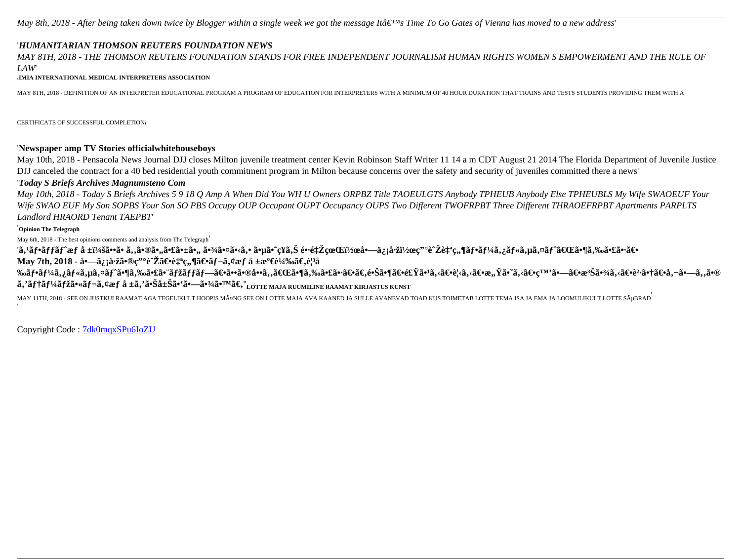*May 8th, 2018 - After being taken down twice by Blogger within a single week we got the message Itâ€™s Time To Go Gates of Vienna has moved to a new address*'

'*HUMANITARIAN THOMSON REUTERS FOUNDATION NEWS*

*MAY 8TH, 2018 - THE THOMSON REUTERS FOUNDATION STANDS FOR FREE INDEPENDENT JOURNALISM HUMAN RIGHTS WOMEN S EMPOWERMENT AND THE RULE OF LAW*'

'**IMIA INTERNATIONAL MEDICAL INTERPRETERS ASSOCIATION**

MAY 8TH, 2018 - DEFINITION OF AN INTERPRETER EDUCATIONAL PROGRAM A PROGRAM OF EDUCATION FOR INTERPRETERS WITH A MINIMUM OF 40 HOUR DURATION THAT TRAINS AND TESTS STUDENTS PROVIDING THEM WITH A CERTIFICATE OF SUCCESSFUL COMPLETION'

'**Newspaper amp TV Stories officialwhitehouseboys**

May 10th, 2018 - Pensacola News Journal DJJ closes Milton juvenile treatment center Kevin Robinson Staff Writer 11 14 a m CDT August 21 2014 The Florida Department of Juvenile Justice DJJ canceled the contract for a 40 bed residential youth commitment program in Milton because concerns over the safety and security of juveniles committed there a news'

'*Today S Briefs Archives Magnumsteno Com*

*May 10th, 2018 - Today S Briefs Archives 5 9 18 Q Amp A When Did You WH U Owners ORPBZ Title TAOEULGTS Anybody TPHEUB Anybody Else TPHEUBLS My Wife SWAOEUF Your Wife SWAO EUF My Son SOPBS Your Son SO PBS Occupy OUP Occupant OUPT Occupancy OUPS Two Different TWOFRPBT Three Different THRAOEFRPBT Apartments PARPLTS Landlord HRAORD Tenant TAEPBT*'

'**Opinion The Telegraph**

May 6th, 2018 - The best opinions comments and analysis from The Telegraph'

'ã,¹ãƒ•ãƒƒãƒˆæƒ å ±ï¼šã•• ã,,ã•®ã•„ã•£ã•±ã•„ ã•¾ã•¤ã•‹ã,• ã•µã•˜ç¥ã,Š é••é‡ŽçœŒï½œå•—ä¿¡å·žï½œç”°è¯Žè‡ªç"¶ãƒ•ãƒ¼ã,¿ãƒ«ã,µã,¤ãƒˆã€Œã•¶ã,‰ã•£ã•ã€•

**May 7th, 2018 - å•—ä¿¡å·žã•®ç”°è¯Žã€•è‡ªç"¶ã€•ãƒ¬ã,¢æƒ å ±æ°€è¼‰ã€‚è¦³å‰ãƒ•ãƒ¼ã,¿ãƒ«ã,µã,¤ãƒˆã•¶ã,‰ã•£ã•¨ãƒžãƒƒãƒ—ã€•ã••ã•®å••ã,,ã€Œã•¶ã,‰ã•£ã••ã€•ã€,é•Šã•¶ã€•é£Ÿã•¹ã,‹ã€•è¦‹ã,‹ã€•æ"Ÿã•˜ã,‹ã€•ç™'ã•—ã€•æ³Šã•¾ã,‹ã€•è²·ã•†ã€•å,¬ã•—ã,,ã•®ã,'ãƒ†ãƒ¼ãƒžã•«ãƒ¬ã,¢æƒ å ±ã,'ã•Šå±Šã•'ã•—ã•¾ã•™ã€,**''**LOTTE MAJA RUUMILINE RAAMAT KIRJASTUS KUNST**

MAY 11TH, 2018 - SEE ON JUSTKUI RAAMAT AGA TEGELIKULT HOOPIS MÃ¤NG SEE ON LOTTE MAJA AVA KAANED JA SULLE AVANEVAD TOAD KUS TOIMETAB LOTTE TEMA ISA JA EMA JA LOOMULIKULT LOTTE SÃµBRAD'

'

Copyright Code : 7dk0mqxSPu6IoZU